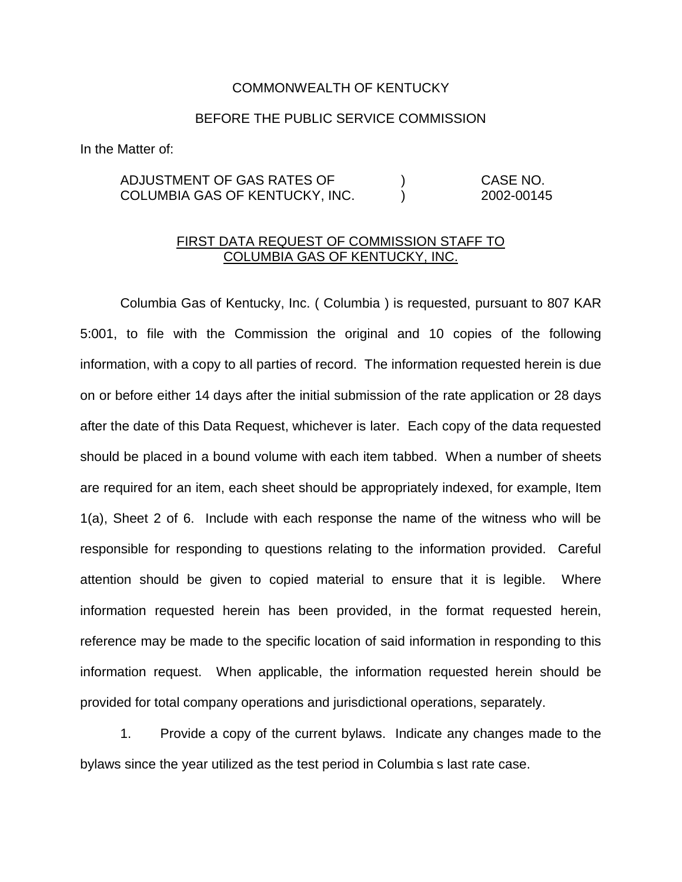COMMONWEALTH OF KENTUCKY

BEFORE THE PUBLIC SERVICE COMMISSION

In the Matter of:

| | | |
|---|---|---|
| ADJUSTMENT OF GAS RATES OF COLUMBIA GAS OF KENTUCKY, INC. | ) ) | CASE NO. 2002-00145 |

FIRST DATA REQUEST OF COMMISSION STAFF TO COLUMBIA GAS OF KENTUCKY, INC.

Columbia Gas of Kentucky, Inc. ( Columbia ) is requested, pursuant to 807 KAR 5:001, to file with the Commission the original and 10 copies of the following information, with a copy to all parties of record. The information requested herein is due on or before either 14 days after the initial submission of the rate application or 28 days after the date of this Data Request, whichever is later. Each copy of the data requested should be placed in a bound volume with each item tabbed. When a number of sheets are required for an item, each sheet should be appropriately indexed, for example, Item 1(a), Sheet 2 of 6. Include with each response the name of the witness who will be responsible for responding to questions relating to the information provided. Careful attention should be given to copied material to ensure that it is legible. Where information requested herein has been provided, in the format requested herein, reference may be made to the specific location of said information in responding to this information request. When applicable, the information requested herein should be provided for total company operations and jurisdictional operations, separately.

1. Provide a copy of the current bylaws. Indicate any changes made to the bylaws since the year utilized as the test period in Columbia s last rate case.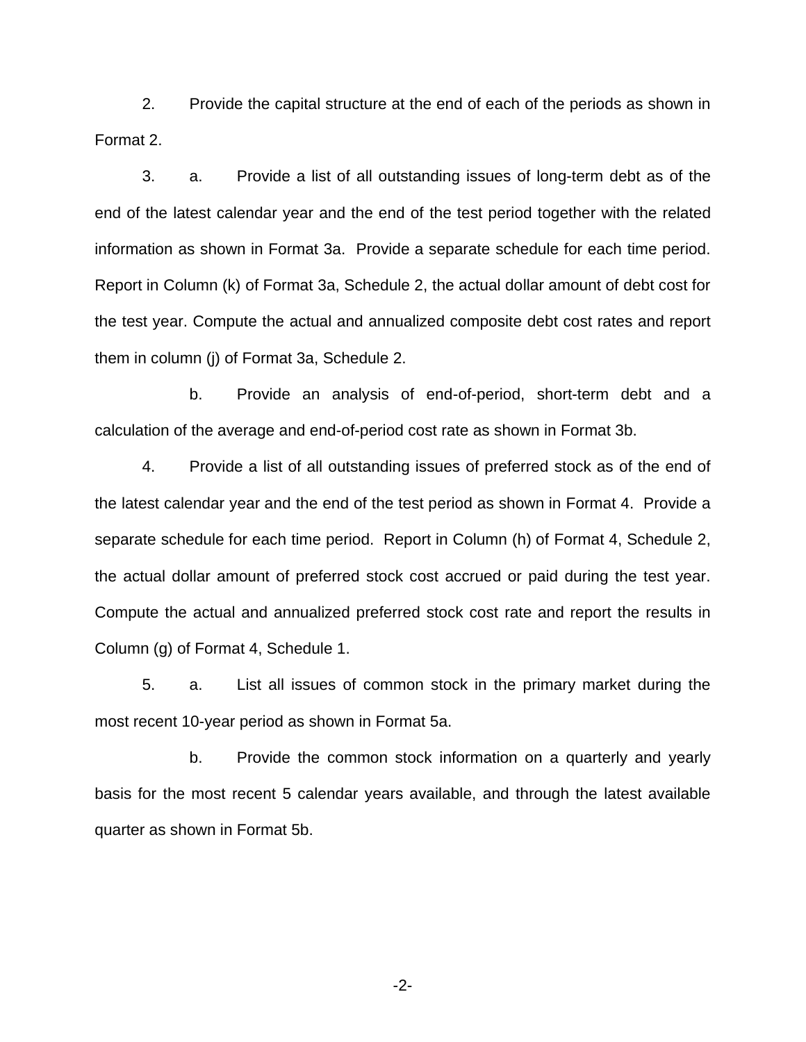2. Provide the capital structure at the end of each of the periods as shown in Format 2.

3. a. Provide a list of all outstanding issues of long-term debt as of the end of the latest calendar year and the end of the test period together with the related information as shown in Format 3a. Provide a separate schedule for each time period. Report in Column (k) of Format 3a, Schedule 2, the actual dollar amount of debt cost for the test year. Compute the actual and annualized composite debt cost rates and report them in column (j) of Format 3a, Schedule 2.

   b. Provide an analysis of end-of-period, short-term debt and a calculation of the average and end-of-period cost rate as shown in Format 3b.

4. Provide a list of all outstanding issues of preferred stock as of the end of the latest calendar year and the end of the test period as shown in Format 4. Provide a separate schedule for each time period. Report in Column (h) of Format 4, Schedule 2, the actual dollar amount of preferred stock cost accrued or paid during the test year. Compute the actual and annualized preferred stock cost rate and report the results in Column (g) of Format 4, Schedule 1.

5. a. List all issues of common stock in the primary market during the most recent 10-year period as shown in Format 5a.

   b. Provide the common stock information on a quarterly and yearly basis for the most recent 5 calendar years available, and through the latest available quarter as shown in Format 5b.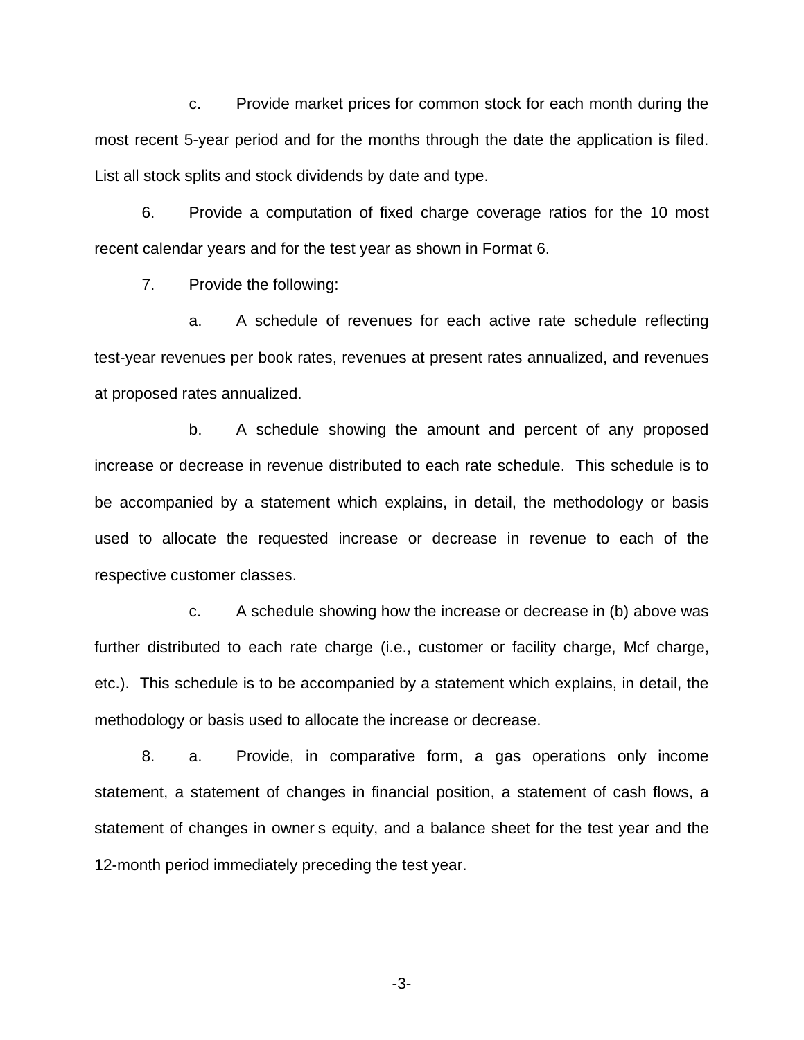c. Provide market prices for common stock for each month during the most recent 5-year period and for the months through the date the application is filed. List all stock splits and stock dividends by date and type.

6. Provide a computation of fixed charge coverage ratios for the 10 most recent calendar years and for the test year as shown in Format 6.

7. Provide the following:

a. A schedule of revenues for each active rate schedule reflecting test-year revenues per book rates, revenues at present rates annualized, and revenues at proposed rates annualized.

b. A schedule showing the amount and percent of any proposed increase or decrease in revenue distributed to each rate schedule. This schedule is to be accompanied by a statement which explains, in detail, the methodology or basis used to allocate the requested increase or decrease in revenue to each of the respective customer classes.

c. A schedule showing how the increase or decrease in (b) above was further distributed to each rate charge (i.e., customer or facility charge, Mcf charge, etc.). This schedule is to be accompanied by a statement which explains, in detail, the methodology or basis used to allocate the increase or decrease.

8. a. Provide, in comparative form, a gas operations only income statement, a statement of changes in financial position, a statement of cash flows, a statement of changes in owner s equity, and a balance sheet for the test year and the 12-month period immediately preceding the test year.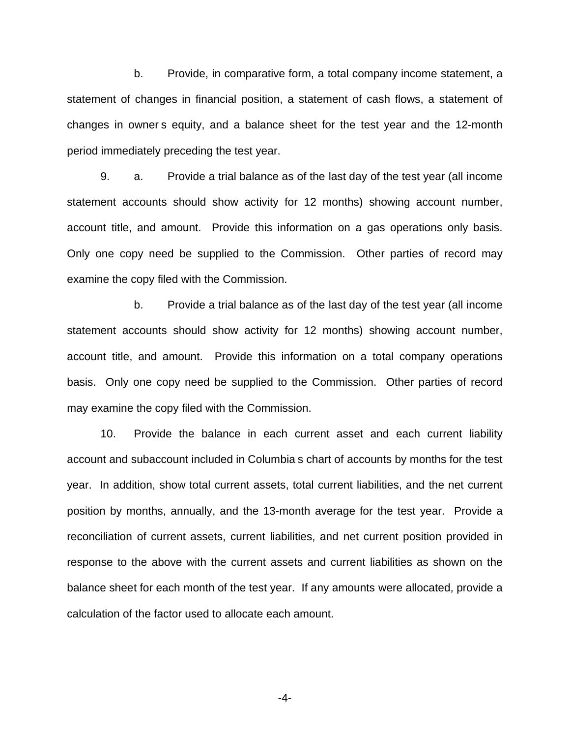b. Provide, in comparative form, a total company income statement, a statement of changes in financial position, a statement of cash flows, a statement of changes in owner s equity, and a balance sheet for the test year and the 12-month period immediately preceding the test year.

9. a. Provide a trial balance as of the last day of the test year (all income statement accounts should show activity for 12 months) showing account number, account title, and amount. Provide this information on a gas operations only basis. Only one copy need be supplied to the Commission. Other parties of record may examine the copy filed with the Commission.

b. Provide a trial balance as of the last day of the test year (all income statement accounts should show activity for 12 months) showing account number, account title, and amount. Provide this information on a total company operations basis. Only one copy need be supplied to the Commission. Other parties of record may examine the copy filed with the Commission.

10. Provide the balance in each current asset and each current liability account and subaccount included in Columbia s chart of accounts by months for the test year. In addition, show total current assets, total current liabilities, and the net current position by months, annually, and the 13-month average for the test year. Provide a reconciliation of current assets, current liabilities, and net current position provided in response to the above with the current assets and current liabilities as shown on the balance sheet for each month of the test year. If any amounts were allocated, provide a calculation of the factor used to allocate each amount.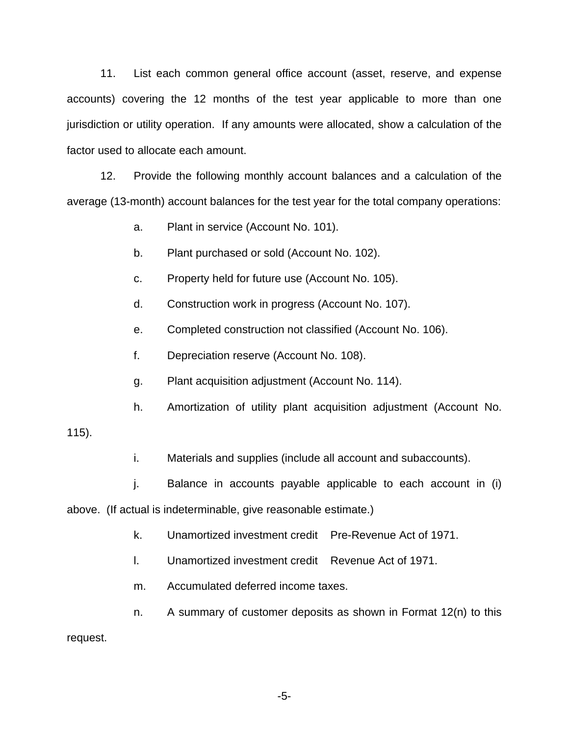11. List each common general office account (asset, reserve, and expense accounts) covering the 12 months of the test year applicable to more than one jurisdiction or utility operation. If any amounts were allocated, show a calculation of the factor used to allocate each amount.

12. Provide the following monthly account balances and a calculation of the average (13-month) account balances for the test year for the total company operations:

a. Plant in service (Account No. 101).

b. Plant purchased or sold (Account No. 102).

c. Property held for future use (Account No. 105).

d. Construction work in progress (Account No. 107).

e. Completed construction not classified (Account No. 106).

f. Depreciation reserve (Account No. 108).

g. Plant acquisition adjustment (Account No. 114).

h. Amortization of utility plant acquisition adjustment (Account No. 115).

i. Materials and supplies (include all account and subaccounts).

j. Balance in accounts payable applicable to each account in (i) above. (If actual is indeterminable, give reasonable estimate.)

k. Unamortized investment credit Pre-Revenue Act of 1971.

l. Unamortized investment credit Revenue Act of 1971.

m. Accumulated deferred income taxes.

n. A summary of customer deposits as shown in Format 12(n) to this request.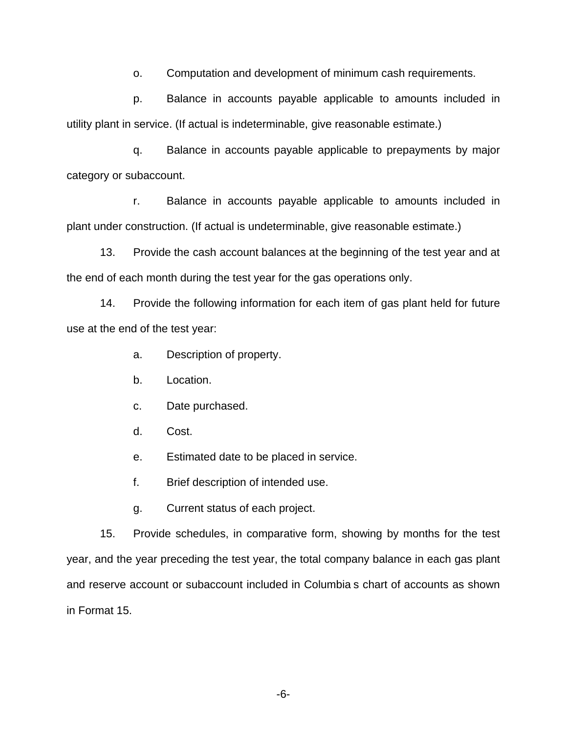o. Computation and development of minimum cash requirements.

p. Balance in accounts payable applicable to amounts included in utility plant in service. (If actual is indeterminable, give reasonable estimate.)

q. Balance in accounts payable applicable to prepayments by major category or subaccount.

r. Balance in accounts payable applicable to amounts included in plant under construction. (If actual is undeterminable, give reasonable estimate.)

13. Provide the cash account balances at the beginning of the test year and at the end of each month during the test year for the gas operations only.

14. Provide the following information for each item of gas plant held for future use at the end of the test year:

a. Description of property.

b. Location.

c. Date purchased.

d. Cost.

e. Estimated date to be placed in service.

f. Brief description of intended use.

g. Current status of each project.

15. Provide schedules, in comparative form, showing by months for the test year, and the year preceding the test year, the total company balance in each gas plant and reserve account or subaccount included in Columbia s chart of accounts as shown in Format 15.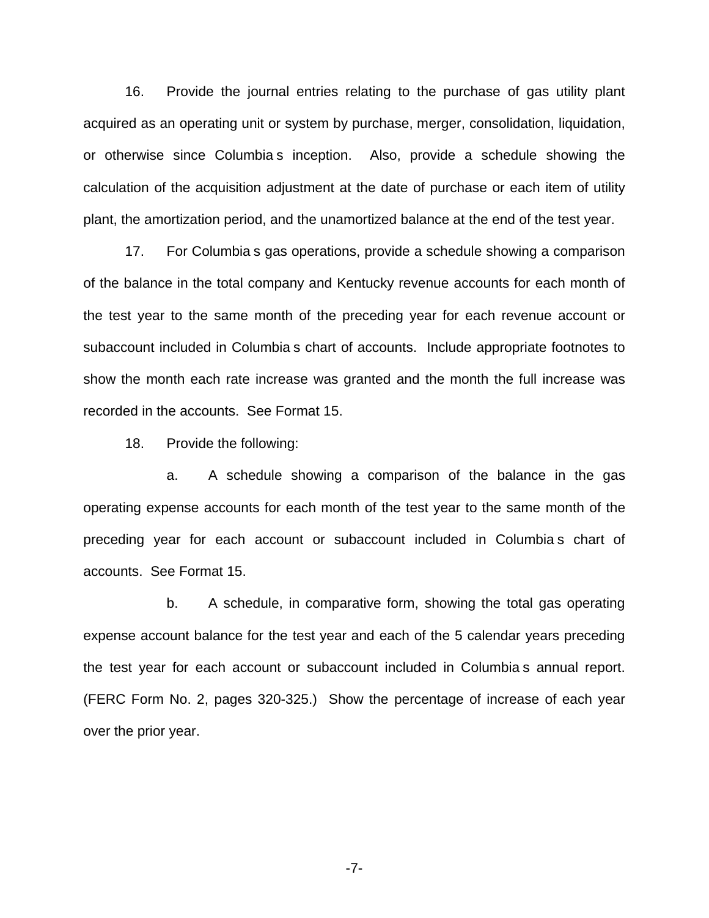16. Provide the journal entries relating to the purchase of gas utility plant acquired as an operating unit or system by purchase, merger, consolidation, liquidation, or otherwise since Columbia s inception. Also, provide a schedule showing the calculation of the acquisition adjustment at the date of purchase or each item of utility plant, the amortization period, and the unamortized balance at the end of the test year.

17. For Columbia s gas operations, provide a schedule showing a comparison of the balance in the total company and Kentucky revenue accounts for each month of the test year to the same month of the preceding year for each revenue account or subaccount included in Columbia s chart of accounts. Include appropriate footnotes to show the month each rate increase was granted and the month the full increase was recorded in the accounts. See Format 15.

18. Provide the following:

a. A schedule showing a comparison of the balance in the gas operating expense accounts for each month of the test year to the same month of the preceding year for each account or subaccount included in Columbia s chart of accounts. See Format 15.

b. A schedule, in comparative form, showing the total gas operating expense account balance for the test year and each of the 5 calendar years preceding the test year for each account or subaccount included in Columbia s annual report. (FERC Form No. 2, pages 320-325.) Show the percentage of increase of each year over the prior year.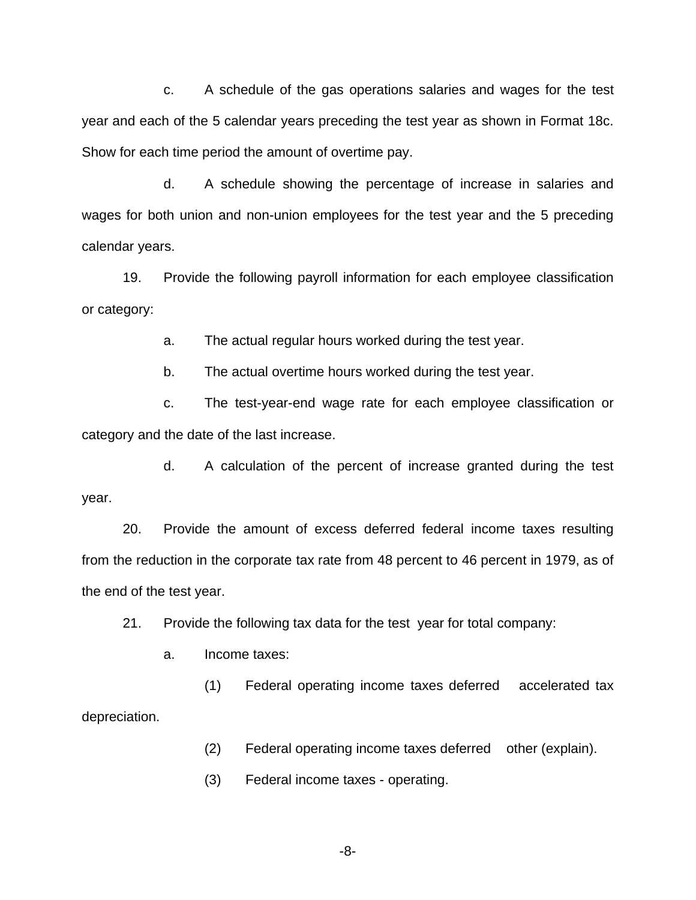c. A schedule of the gas operations salaries and wages for the test year and each of the 5 calendar years preceding the test year as shown in Format 18c. Show for each time period the amount of overtime pay.

d. A schedule showing the percentage of increase in salaries and wages for both union and non-union employees for the test year and the 5 preceding calendar years.

19. Provide the following payroll information for each employee classification or category:

a. The actual regular hours worked during the test year.

b. The actual overtime hours worked during the test year.

c. The test-year-end wage rate for each employee classification or category and the date of the last increase.

d. A calculation of the percent of increase granted during the test year.

20. Provide the amount of excess deferred federal income taxes resulting from the reduction in the corporate tax rate from 48 percent to 46 percent in 1979, as of the end of the test year.

21. Provide the following tax data for the test year for total company:

a. Income taxes:

(1) Federal operating income taxes deferred accelerated tax depreciation.

(2) Federal operating income taxes deferred other (explain).

(3) Federal income taxes - operating.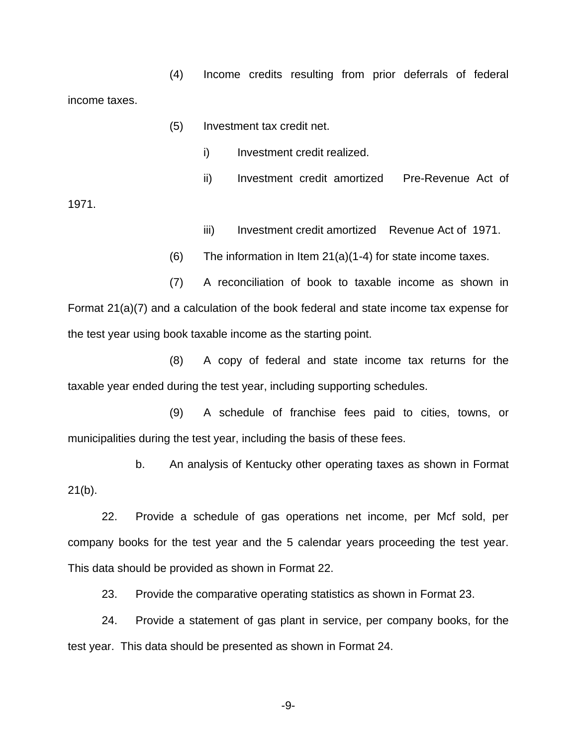(4) Income credits resulting from prior deferrals of federal income taxes.

(5) Investment tax credit net.

i) Investment credit realized.

ii) Investment credit amortized  Pre-Revenue Act of 1971.

iii) Investment credit amortized  Revenue Act of 1971.

(6) The information in Item 21(a)(1-4) for state income taxes.

(7) A reconciliation of book to taxable income as shown in Format 21(a)(7) and a calculation of the book federal and state income tax expense for the test year using book taxable income as the starting point.

(8) A copy of federal and state income tax returns for the taxable year ended during the test year, including supporting schedules.

(9) A schedule of franchise fees paid to cities, towns, or municipalities during the test year, including the basis of these fees.

b. An analysis of Kentucky other operating taxes as shown in Format 21(b).

22. Provide a schedule of gas operations net income, per Mcf sold, per company books for the test year and the 5 calendar years proceeding the test year. This data should be provided as shown in Format 22.

23. Provide the comparative operating statistics as shown in Format 23.

24. Provide a statement of gas plant in service, per company books, for the test year. This data should be presented as shown in Format 24.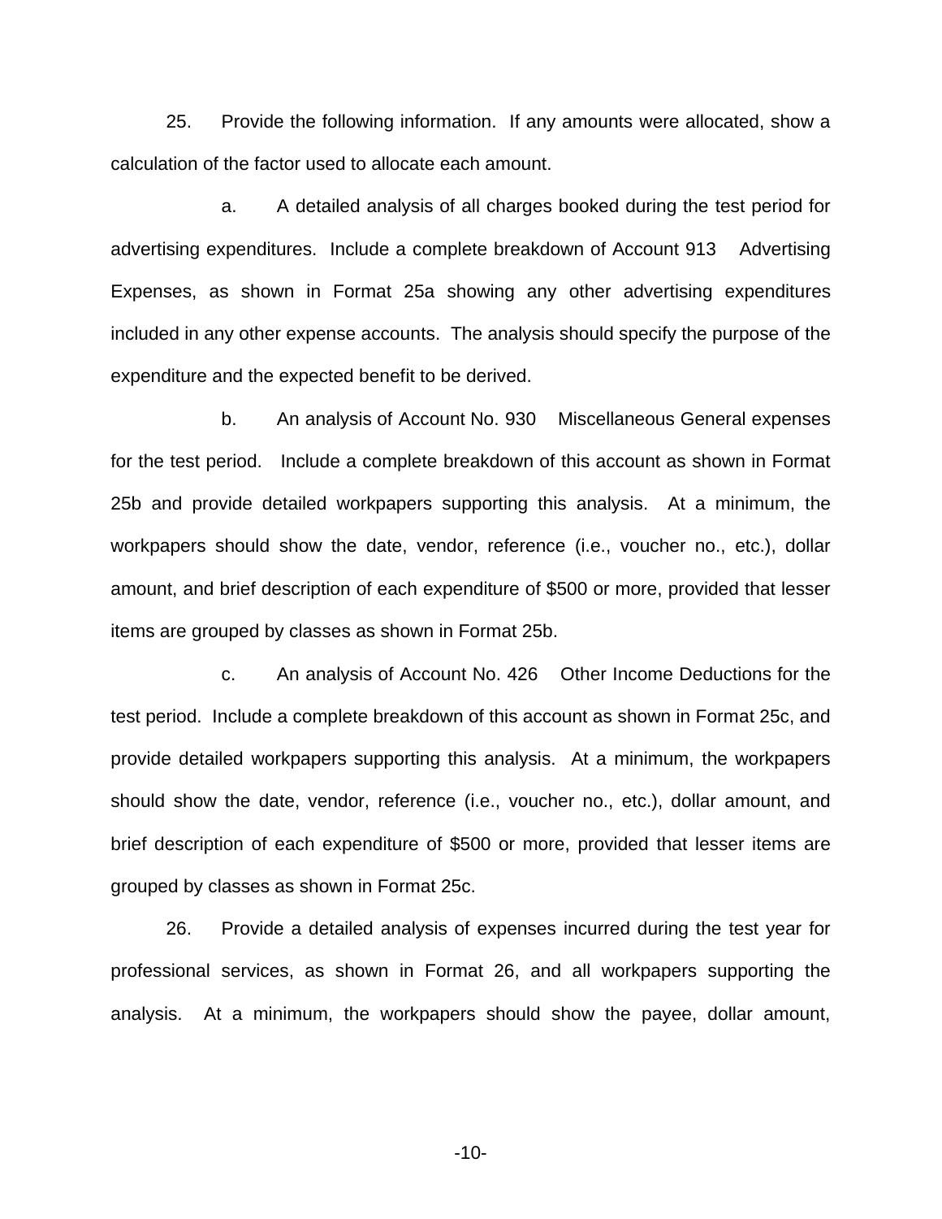25. Provide the following information. If any amounts were allocated, show a calculation of the factor used to allocate each amount.

a. A detailed analysis of all charges booked during the test period for advertising expenditures. Include a complete breakdown of Account 913 Advertising Expenses, as shown in Format 25a showing any other advertising expenditures included in any other expense accounts. The analysis should specify the purpose of the expenditure and the expected benefit to be derived.

b. An analysis of Account No. 930 Miscellaneous General expenses for the test period. Include a complete breakdown of this account as shown in Format 25b and provide detailed workpapers supporting this analysis. At a minimum, the workpapers should show the date, vendor, reference (i.e., voucher no., etc.), dollar amount, and brief description of each expenditure of $500 or more, provided that lesser items are grouped by classes as shown in Format 25b.

c. An analysis of Account No. 426 Other Income Deductions for the test period. Include a complete breakdown of this account as shown in Format 25c, and provide detailed workpapers supporting this analysis. At a minimum, the workpapers should show the date, vendor, reference (i.e., voucher no., etc.), dollar amount, and brief description of each expenditure of $500 or more, provided that lesser items are grouped by classes as shown in Format 25c.

26. Provide a detailed analysis of expenses incurred during the test year for professional services, as shown in Format 26, and all workpapers supporting the analysis. At a minimum, the workpapers should show the payee, dollar amount,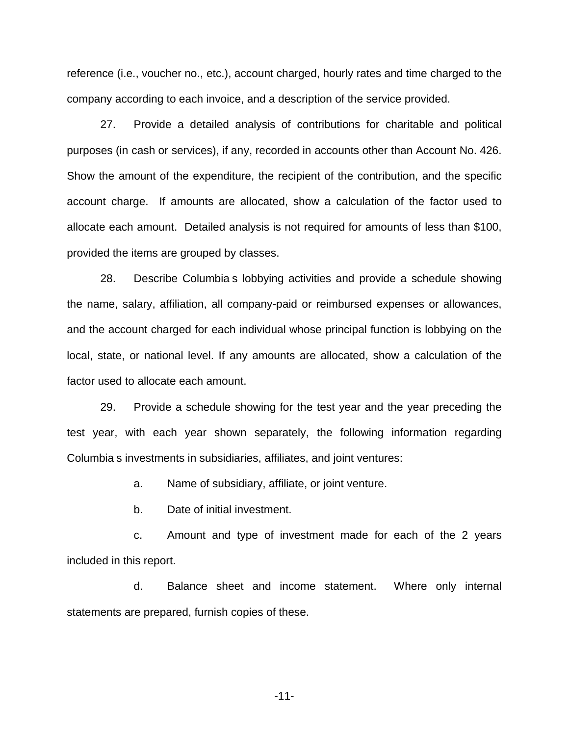reference (i.e., voucher no., etc.), account charged, hourly rates and time charged to the company according to each invoice, and a description of the service provided.

27. Provide a detailed analysis of contributions for charitable and political purposes (in cash or services), if any, recorded in accounts other than Account No. 426. Show the amount of the expenditure, the recipient of the contribution, and the specific account charge. If amounts are allocated, show a calculation of the factor used to allocate each amount. Detailed analysis is not required for amounts of less than $100, provided the items are grouped by classes.

28. Describe Columbia s lobbying activities and provide a schedule showing the name, salary, affiliation, all company-paid or reimbursed expenses or allowances, and the account charged for each individual whose principal function is lobbying on the local, state, or national level. If any amounts are allocated, show a calculation of the factor used to allocate each amount.

29. Provide a schedule showing for the test year and the year preceding the test year, with each year shown separately, the following information regarding Columbia s investments in subsidiaries, affiliates, and joint ventures:

a. Name of subsidiary, affiliate, or joint venture.

b. Date of initial investment.

c. Amount and type of investment made for each of the 2 years included in this report.

d. Balance sheet and income statement. Where only internal statements are prepared, furnish copies of these.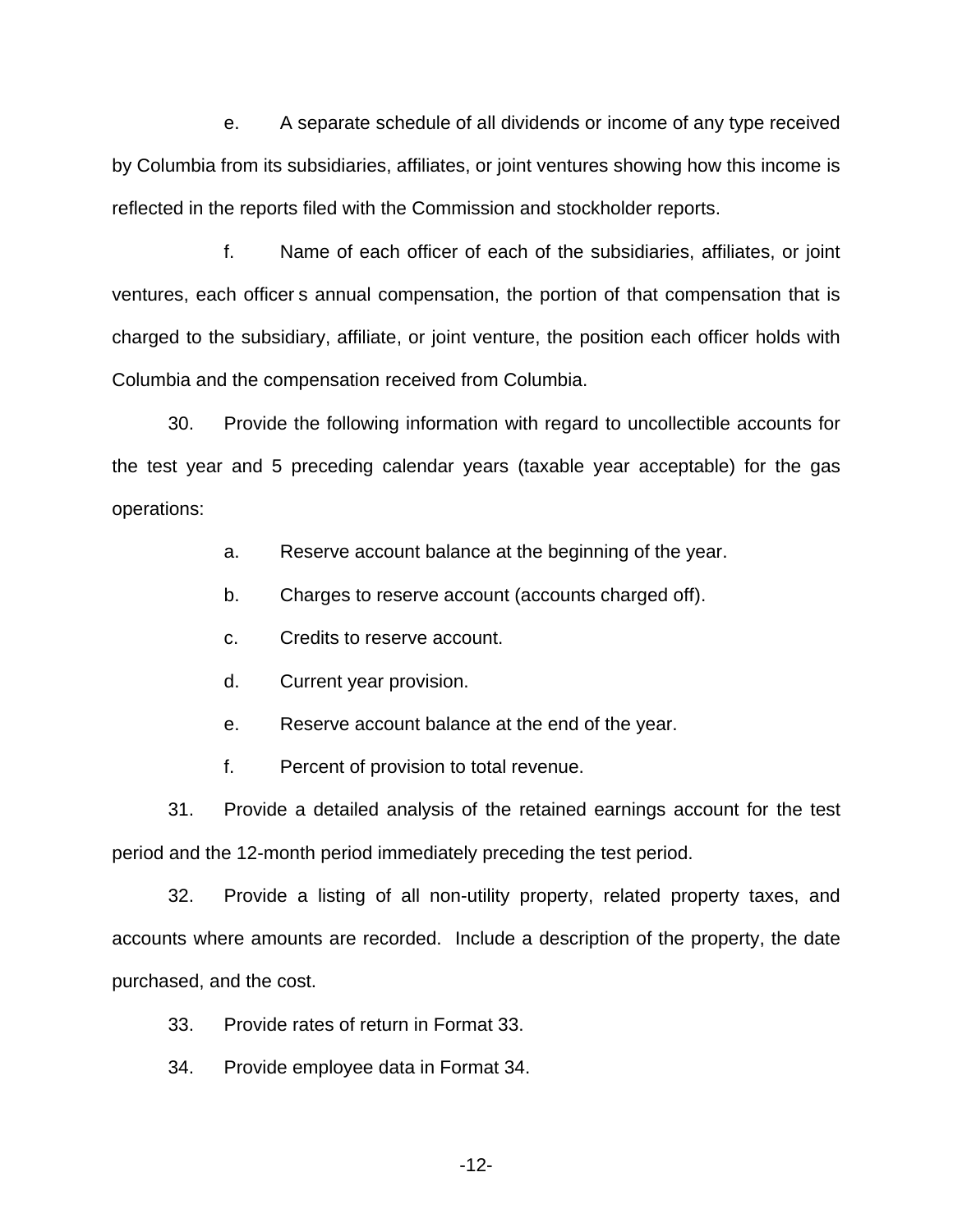e. A separate schedule of all dividends or income of any type received by Columbia from its subsidiaries, affiliates, or joint ventures showing how this income is reflected in the reports filed with the Commission and stockholder reports.

f. Name of each officer of each of the subsidiaries, affiliates, or joint ventures, each officer s annual compensation, the portion of that compensation that is charged to the subsidiary, affiliate, or joint venture, the position each officer holds with Columbia and the compensation received from Columbia.

30. Provide the following information with regard to uncollectible accounts for the test year and 5 preceding calendar years (taxable year acceptable) for the gas operations:

a. Reserve account balance at the beginning of the year.

b. Charges to reserve account (accounts charged off).

c. Credits to reserve account.

d. Current year provision.

e. Reserve account balance at the end of the year.

f. Percent of provision to total revenue.

31. Provide a detailed analysis of the retained earnings account for the test period and the 12-month period immediately preceding the test period.

32. Provide a listing of all non-utility property, related property taxes, and accounts where amounts are recorded. Include a description of the property, the date purchased, and the cost.

33. Provide rates of return in Format 33.

34. Provide employee data in Format 34.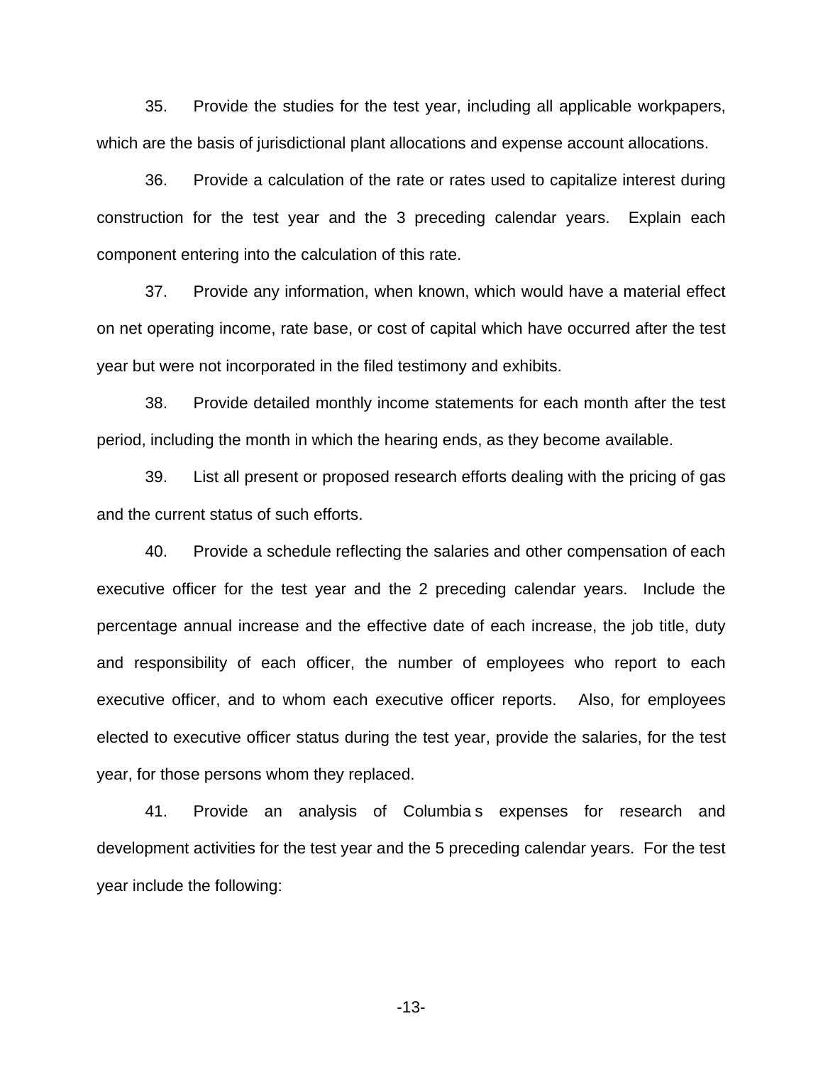35. Provide the studies for the test year, including all applicable workpapers, which are the basis of jurisdictional plant allocations and expense account allocations.

36. Provide a calculation of the rate or rates used to capitalize interest during construction for the test year and the 3 preceding calendar years. Explain each component entering into the calculation of this rate.

37. Provide any information, when known, which would have a material effect on net operating income, rate base, or cost of capital which have occurred after the test year but were not incorporated in the filed testimony and exhibits.

38. Provide detailed monthly income statements for each month after the test period, including the month in which the hearing ends, as they become available.

39. List all present or proposed research efforts dealing with the pricing of gas and the current status of such efforts.

40. Provide a schedule reflecting the salaries and other compensation of each executive officer for the test year and the 2 preceding calendar years. Include the percentage annual increase and the effective date of each increase, the job title, duty and responsibility of each officer, the number of employees who report to each executive officer, and to whom each executive officer reports. Also, for employees elected to executive officer status during the test year, provide the salaries, for the test year, for those persons whom they replaced.

41. Provide an analysis of Columbia s expenses for research and development activities for the test year and the 5 preceding calendar years. For the test year include the following: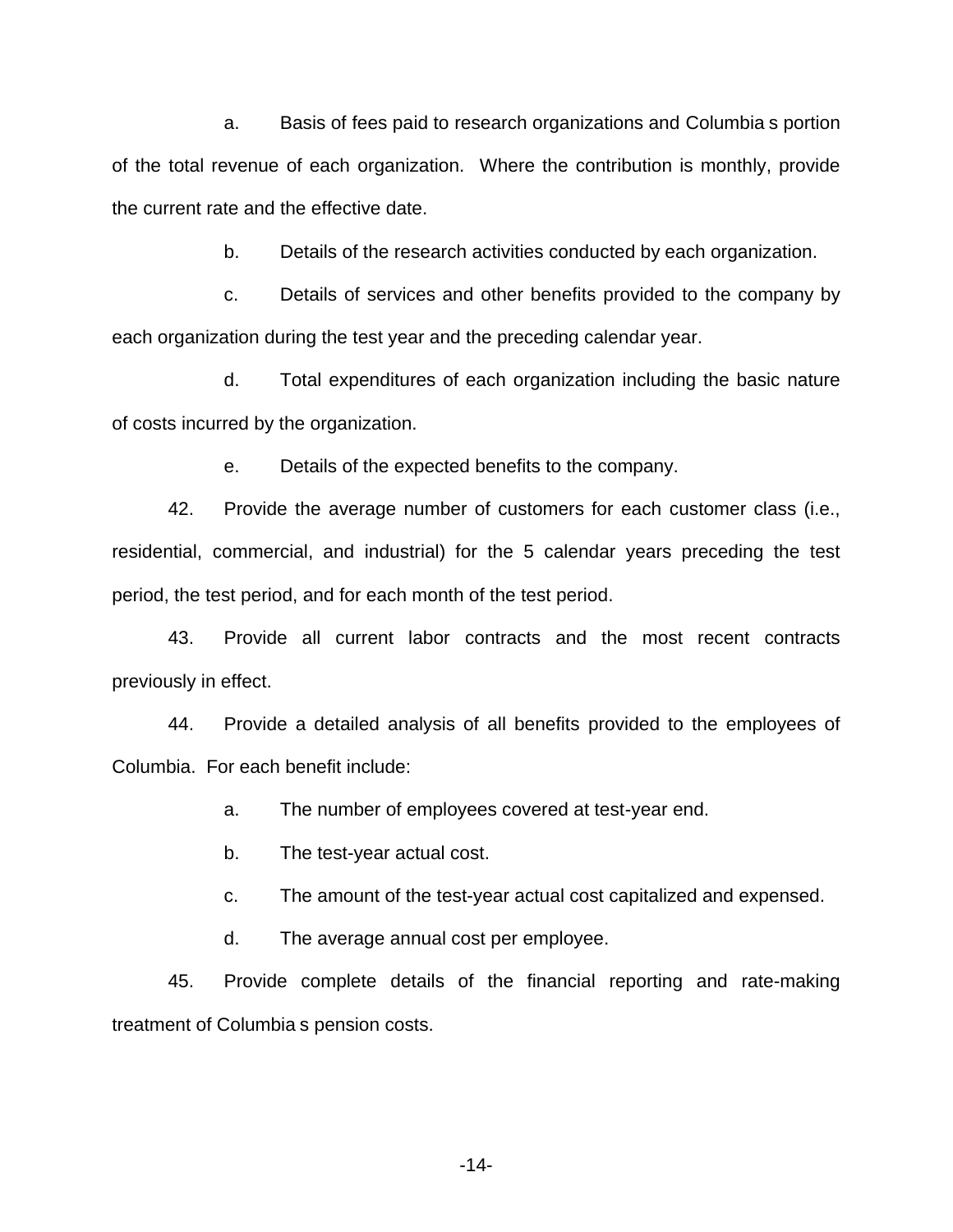a. Basis of fees paid to research organizations and Columbia s portion of the total revenue of each organization. Where the contribution is monthly, provide the current rate and the effective date.

b. Details of the research activities conducted by each organization.

c. Details of services and other benefits provided to the company by each organization during the test year and the preceding calendar year.

d. Total expenditures of each organization including the basic nature of costs incurred by the organization.

e. Details of the expected benefits to the company.

42. Provide the average number of customers for each customer class (i.e., residential, commercial, and industrial) for the 5 calendar years preceding the test period, the test period, and for each month of the test period.

43. Provide all current labor contracts and the most recent contracts previously in effect.

44. Provide a detailed analysis of all benefits provided to the employees of Columbia. For each benefit include:

a. The number of employees covered at test-year end.

b. The test-year actual cost.

c. The amount of the test-year actual cost capitalized and expensed.

d. The average annual cost per employee.

45. Provide complete details of the financial reporting and rate-making treatment of Columbia s pension costs.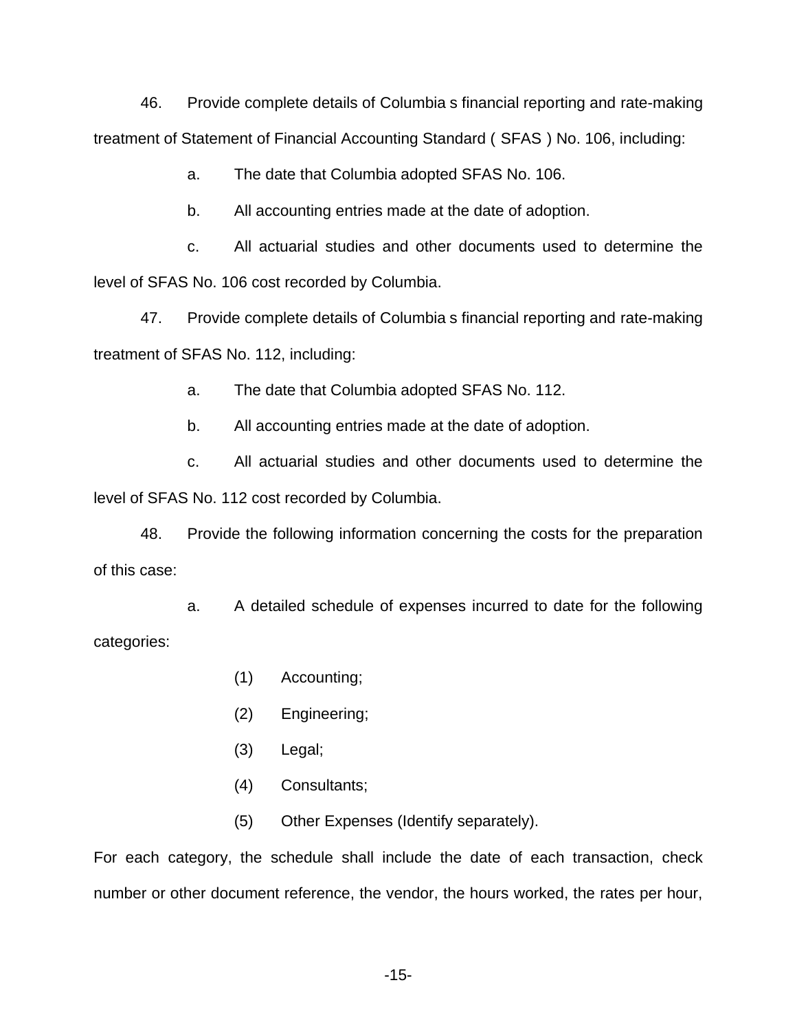46. Provide complete details of Columbia s financial reporting and rate-making treatment of Statement of Financial Accounting Standard ( SFAS ) No. 106, including:

a. The date that Columbia adopted SFAS No. 106.

b. All accounting entries made at the date of adoption.

c. All actuarial studies and other documents used to determine the level of SFAS No. 106 cost recorded by Columbia.

47. Provide complete details of Columbia s financial reporting and rate-making treatment of SFAS No. 112, including:

a. The date that Columbia adopted SFAS No. 112.

b. All accounting entries made at the date of adoption.

c. All actuarial studies and other documents used to determine the level of SFAS No. 112 cost recorded by Columbia.

48. Provide the following information concerning the costs for the preparation of this case:

a. A detailed schedule of expenses incurred to date for the following categories:

(1) Accounting;

(2) Engineering;

(3) Legal;

(4) Consultants;

(5) Other Expenses (Identify separately).

For each category, the schedule shall include the date of each transaction, check number or other document reference, the vendor, the hours worked, the rates per hour,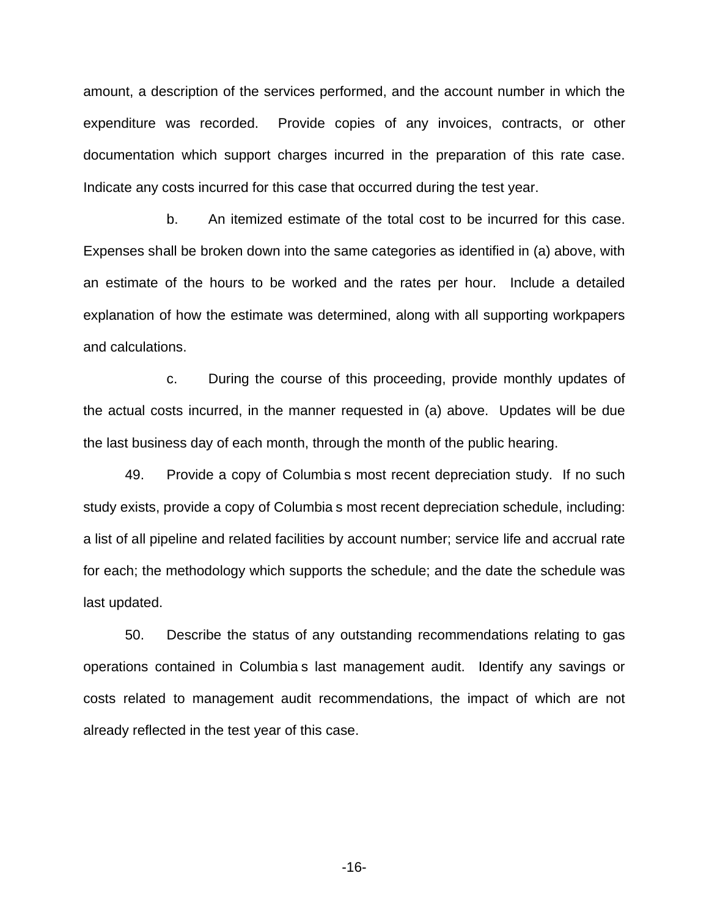amount, a description of the services performed, and the account number in which the expenditure was recorded. Provide copies of any invoices, contracts, or other documentation which support charges incurred in the preparation of this rate case. Indicate any costs incurred for this case that occurred during the test year.

b. An itemized estimate of the total cost to be incurred for this case. Expenses shall be broken down into the same categories as identified in (a) above, with an estimate of the hours to be worked and the rates per hour. Include a detailed explanation of how the estimate was determined, along with all supporting workpapers and calculations.

c. During the course of this proceeding, provide monthly updates of the actual costs incurred, in the manner requested in (a) above. Updates will be due the last business day of each month, through the month of the public hearing.

49. Provide a copy of Columbia s most recent depreciation study. If no such study exists, provide a copy of Columbia s most recent depreciation schedule, including: a list of all pipeline and related facilities by account number; service life and accrual rate for each; the methodology which supports the schedule; and the date the schedule was last updated.

50. Describe the status of any outstanding recommendations relating to gas operations contained in Columbia s last management audit. Identify any savings or costs related to management audit recommendations, the impact of which are not already reflected in the test year of this case.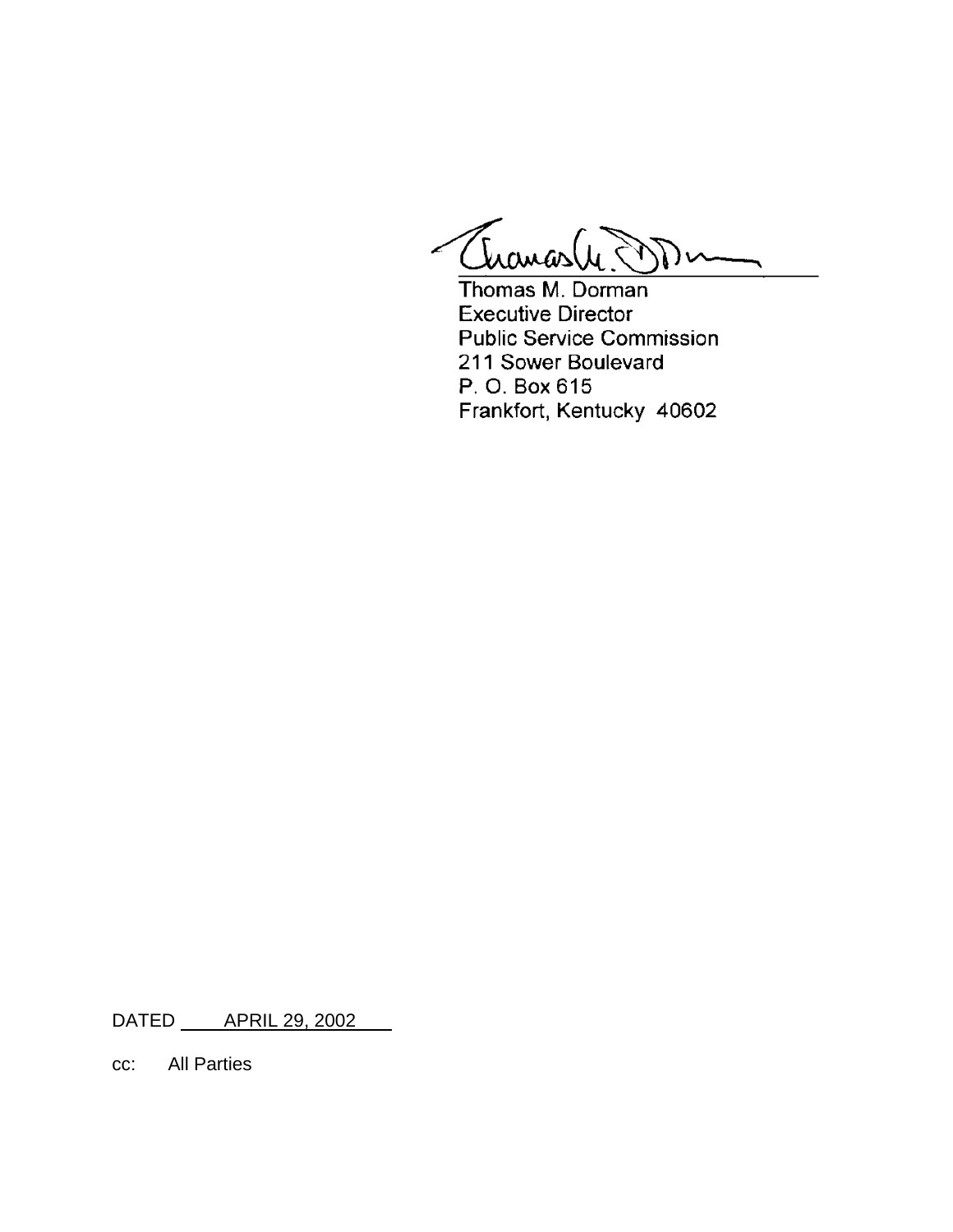Thomas M. Dorman
Executive Director
Public Service Commission
211 Sower Boulevard
P. O. Box 615
Frankfort, Kentucky 40602

DATED APRIL 29, 2002

cc: All Parties